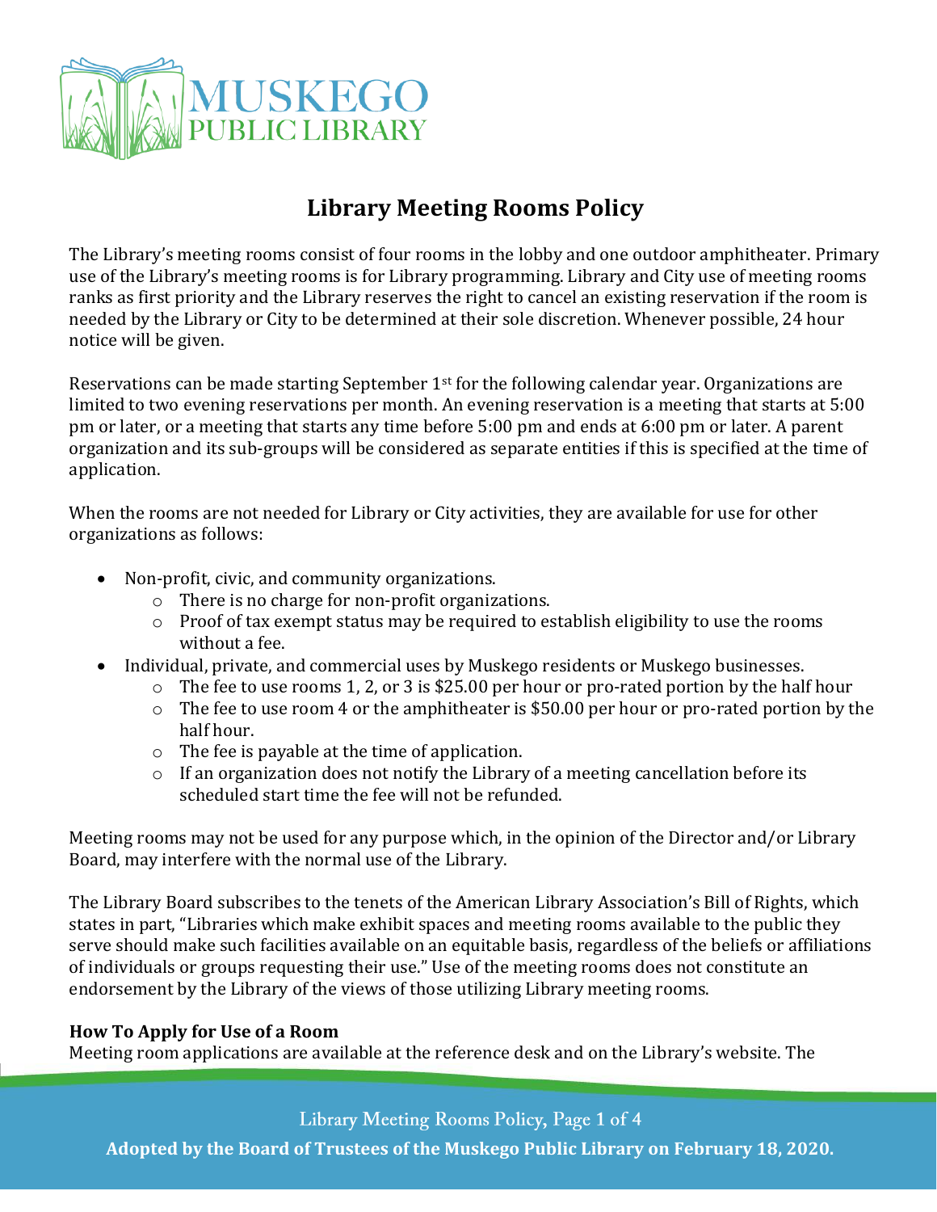# Library Meeting Rooms Policy

The Library's meeting rooms consist of four rooms in the lobby and one outdoor amphitheater. Primary use of the Library's meeting rooms is for Library programming. Library and City use of meeting rooms ranks as first priority and the Library reserves the right to cancel an existing reservation if the room is needed by the Library or City to be determined at their sole discretion. Whenever possible, 24 hour notice will be given.

Reservations can be made starting September 1st for the following calendar year. Organizations are limited to two evening reservations per month. An evening reservation is a meeting that starts at 5:00 pm or later, or a meeting that starts any time before 5:00 pm and ends at 6:00 pm or later. A parent organization and its sub-groups will be considered as separate entities if this is specified at the time of application.

When the rooms are not needed for Library or City activities, they are available for use for other organizations as follows:

- Non-profit, civic, and community organizations.
  - There is no charge for non-profit organizations.
  - Proof of tax exempt status may be required to establish eligibility to use the rooms without a fee.
- Individual, private, and commercial uses by Muskego residents or Muskego businesses.
  - The fee to use rooms 1, 2, or 3 is $25.00 per hour or pro-rated portion by the half hour
  - The fee to use room 4 or the amphitheater is $50.00 per hour or pro-rated portion by the half hour.
  - The fee is payable at the time of application.
  - If an organization does not notify the Library of a meeting cancellation before its scheduled start time the fee will not be refunded.

Meeting rooms may not be used for any purpose which, in the opinion of the Director and/or Library Board, may interfere with the normal use of the Library.

The Library Board subscribes to the tenets of the American Library Association's Bill of Rights, which states in part, "Libraries which make exhibit spaces and meeting rooms available to the public they serve should make such facilities available on an equitable basis, regardless of the beliefs or affiliations of individuals or groups requesting their use." Use of the meeting rooms does not constitute an endorsement by the Library of the views of those utilizing Library meeting rooms.

**How To Apply for Use of a Room**

Meeting room applications are available at the reference desk and on the Library's website. The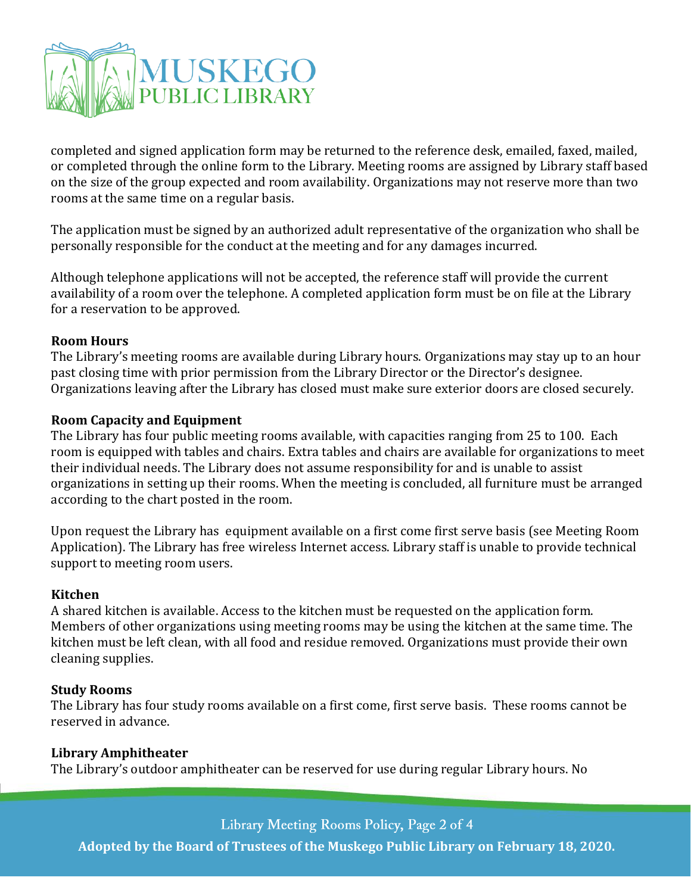completed and signed application form may be returned to the reference desk, emailed, faxed, mailed, or completed through the online form to the Library. Meeting rooms are assigned by Library staff based on the size of the group expected and room availability. Organizations may not reserve more than two rooms at the same time on a regular basis.

The application must be signed by an authorized adult representative of the organization who shall be personally responsible for the conduct at the meeting and for any damages incurred.

Although telephone applications will not be accepted, the reference staff will provide the current availability of a room over the telephone. A completed application form must be on file at the Library for a reservation to be approved.

**Room Hours**

The Library's meeting rooms are available during Library hours. Organizations may stay up to an hour past closing time with prior permission from the Library Director or the Director's designee. Organizations leaving after the Library has closed must make sure exterior doors are closed securely.

**Room Capacity and Equipment**

The Library has four public meeting rooms available, with capacities ranging from 25 to 100. Each room is equipped with tables and chairs. Extra tables and chairs are available for organizations to meet their individual needs. The Library does not assume responsibility for and is unable to assist organizations in setting up their rooms. When the meeting is concluded, all furniture must be arranged according to the chart posted in the room.

Upon request the Library has equipment available on a first come first serve basis (see Meeting Room Application). The Library has free wireless Internet access. Library staff is unable to provide technical support to meeting room users.

**Kitchen**

A shared kitchen is available. Access to the kitchen must be requested on the application form. Members of other organizations using meeting rooms may be using the kitchen at the same time. The kitchen must be left clean, with all food and residue removed. Organizations must provide their own cleaning supplies.

**Study Rooms**

The Library has four study rooms available on a first come, first serve basis. These rooms cannot be reserved in advance.

**Library Amphitheater**

The Library's outdoor amphitheater can be reserved for use during regular Library hours. No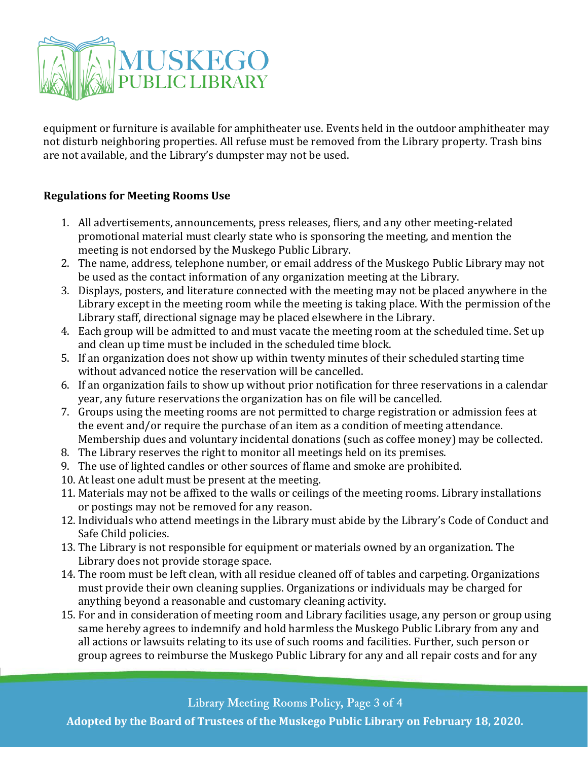equipment or furniture is available for amphitheater use. Events held in the outdoor amphitheater may not disturb neighboring properties. All refuse must be removed from the Library property. Trash bins are not available, and the Library's dumpster may not be used.

**Regulations for Meeting Rooms Use**

1. All advertisements, announcements, press releases, fliers, and any other meeting-related promotional material must clearly state who is sponsoring the meeting, and mention the meeting is not endorsed by the Muskego Public Library.
2. The name, address, telephone number, or email address of the Muskego Public Library may not be used as the contact information of any organization meeting at the Library.
3. Displays, posters, and literature connected with the meeting may not be placed anywhere in the Library except in the meeting room while the meeting is taking place. With the permission of the Library staff, directional signage may be placed elsewhere in the Library.
4. Each group will be admitted to and must vacate the meeting room at the scheduled time. Set up and clean up time must be included in the scheduled time block.
5. If an organization does not show up within twenty minutes of their scheduled starting time without advanced notice the reservation will be cancelled.
6. If an organization fails to show up without prior notification for three reservations in a calendar year, any future reservations the organization has on file will be cancelled.
7. Groups using the meeting rooms are not permitted to charge registration or admission fees at the event and/or require the purchase of an item as a condition of meeting attendance. Membership dues and voluntary incidental donations (such as coffee money) may be collected.
8. The Library reserves the right to monitor all meetings held on its premises.
9. The use of lighted candles or other sources of flame and smoke are prohibited.
10. At least one adult must be present at the meeting.
11. Materials may not be affixed to the walls or ceilings of the meeting rooms. Library installations or postings may not be removed for any reason.
12. Individuals who attend meetings in the Library must abide by the Library's Code of Conduct and Safe Child policies.
13. The Library is not responsible for equipment or materials owned by an organization. The Library does not provide storage space.
14. The room must be left clean, with all residue cleaned off of tables and carpeting. Organizations must provide their own cleaning supplies. Organizations or individuals may be charged for anything beyond a reasonable and customary cleaning activity.
15. For and in consideration of meeting room and Library facilities usage, any person or group using same hereby agrees to indemnify and hold harmless the Muskego Public Library from any and all actions or lawsuits relating to its use of such rooms and facilities. Further, such person or group agrees to reimburse the Muskego Public Library for any and all repair costs and for any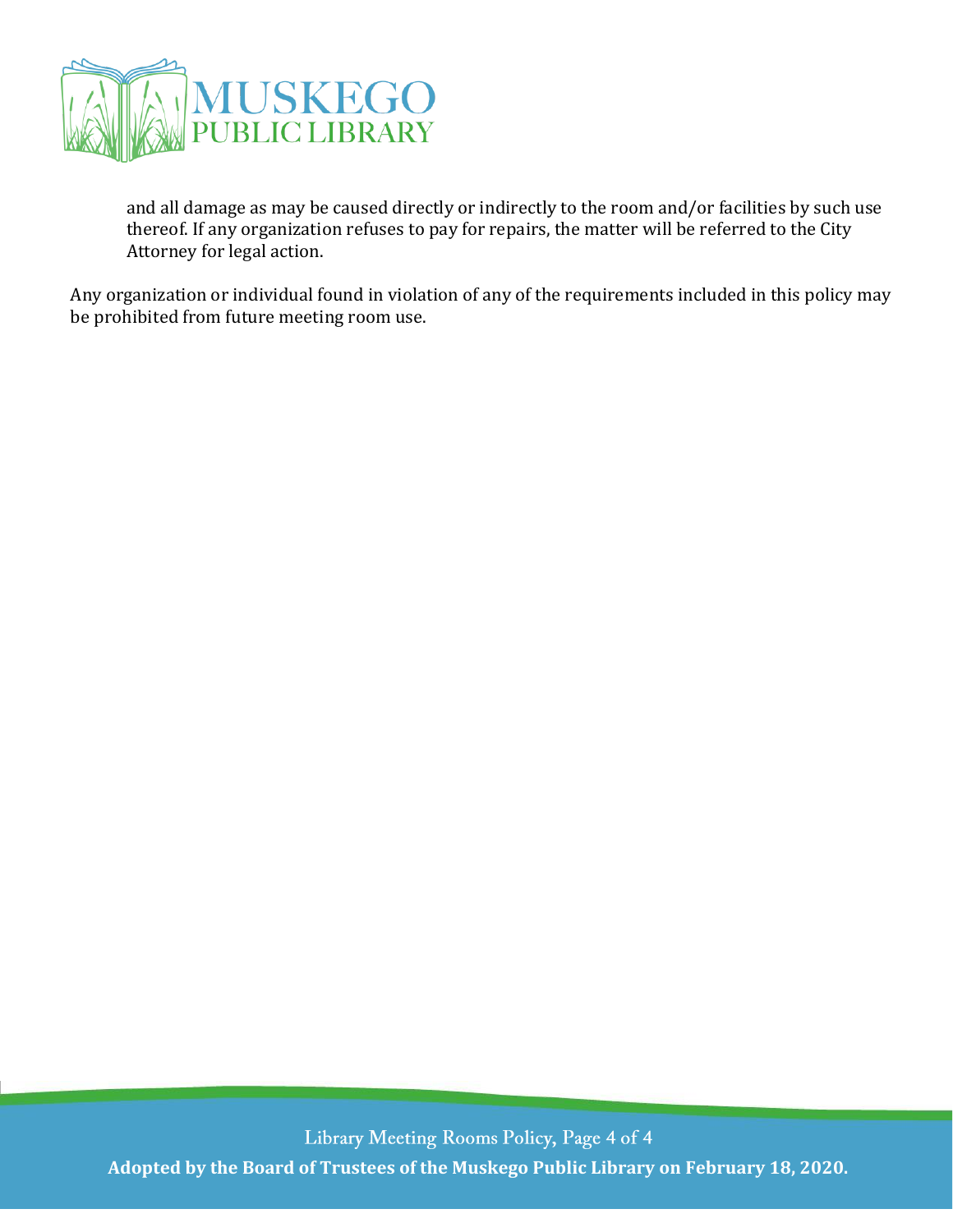and all damage as may be caused directly or indirectly to the room and/or facilities by such use thereof. If any organization refuses to pay for repairs, the matter will be referred to the City Attorney for legal action.

Any organization or individual found in violation of any of the requirements included in this policy may be prohibited from future meeting room use.

**Adopted by the Board of Trustees of the Muskego Public Library on February 18, 2020.**